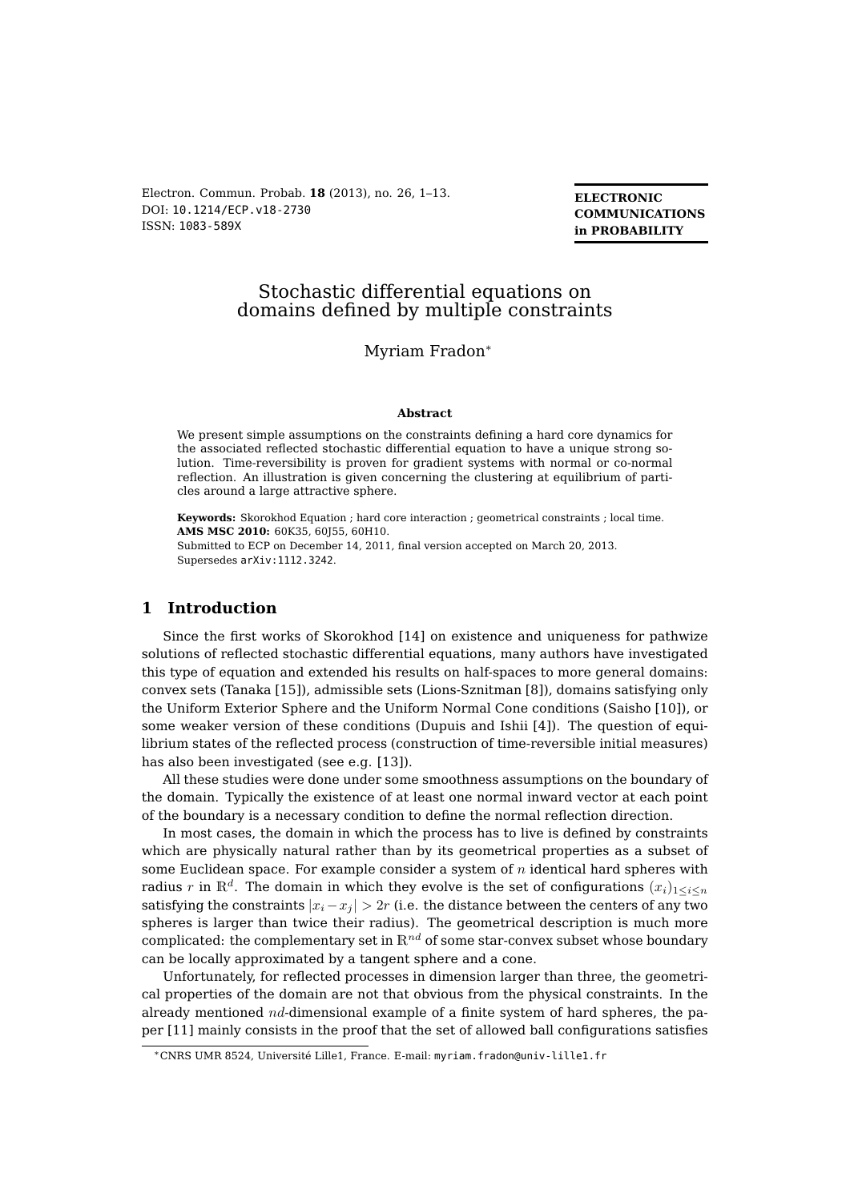# Stochastic differential equations on domains defined by multiple constraints

Myriam Fradon*

**Abstract**

We present simple assumptions on the constraints defining a hard core dynamics for the associated reflected stochastic differential equation to have a unique strong solution. Time-reversibility is proven for gradient systems with normal or co-normal reflection. An illustration is given concerning the clustering at equilibrium of particles around a large attractive sphere.

**Keywords:** Skorokhod Equation ; hard core interaction ; geometrical constraints ; local time.
**AMS MSC 2010:** 60K35, 60J55, 60H10.
Submitted to ECP on December 14, 2011, final version accepted on March 20, 2013.
Supersedes arXiv:1112.3242.

## 1 Introduction

Since the first works of Skorokhod [14] on existence and uniqueness for pathwize solutions of reflected stochastic differential equations, many authors have investigated this type of equation and extended his results on half-spaces to more general domains: convex sets (Tanaka [15]), admissible sets (Lions-Sznitman [8]), domains satisfying only the Uniform Exterior Sphere and the Uniform Normal Cone conditions (Saisho [10]), or some weaker version of these conditions (Dupuis and Ishii [4]). The question of equilibrium states of the reflected process (construction of time-reversible initial measures) has also been investigated (see e.g. [13]).

All these studies were done under some smoothness assumptions on the boundary of the domain. Typically the existence of at least one normal inward vector at each point of the boundary is a necessary condition to define the normal reflection direction.

In most cases, the domain in which the process has to live is defined by constraints which are physically natural rather than by its geometrical properties as a subset of some Euclidean space. For example consider a system of $n$ identical hard spheres with radius $r$ in $\mathbb{R}^d$. The domain in which they evolve is the set of configurations $(x_i)_{1\leq i\leq n}$ satisfying the constraints $|x_i - x_j| > 2r$ (i.e. the distance between the centers of any two spheres is larger than twice their radius). The geometrical description is much more complicated: the complementary set in $\mathbb{R}^{nd}$ of some star-convex subset whose boundary can be locally approximated by a tangent sphere and a cone.

Unfortunately, for reflected processes in dimension larger than three, the geometrical properties of the domain are not that obvious from the physical constraints. In the already mentioned $nd$-dimensional example of a finite system of hard spheres, the paper [11] mainly consists in the proof that the set of allowed ball configurations satisfies

*CNRS UMR 8524, Université Lille1, France. E-mail: myriam.fradon@univ-lille1.fr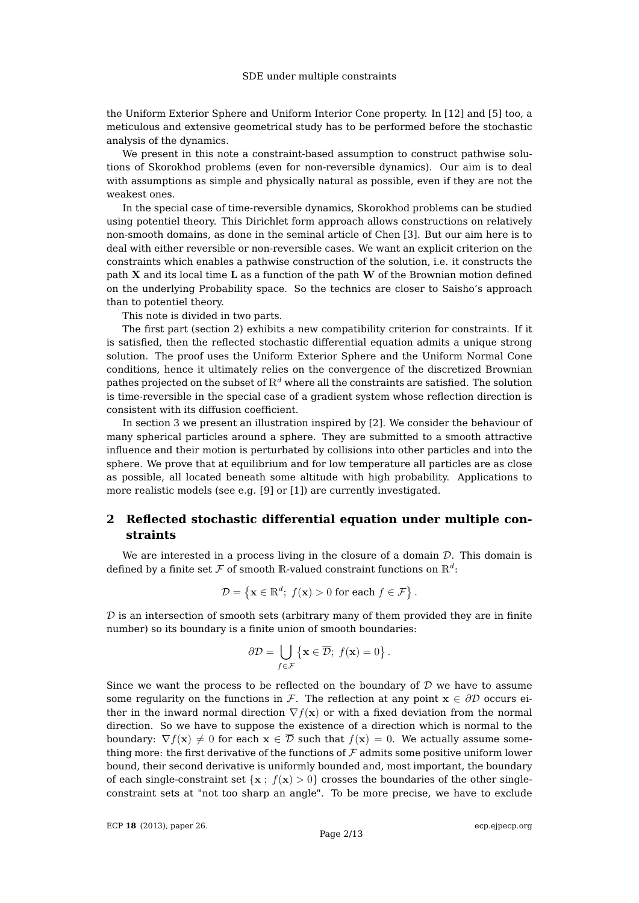the Uniform Exterior Sphere and Uniform Interior Cone property. In [12] and [5] too, a meticulous and extensive geometrical study has to be performed before the stochastic analysis of the dynamics.

We present in this note a constraint-based assumption to construct pathwise solutions of Skorokhod problems (even for non-reversible dynamics). Our aim is to deal with assumptions as simple and physically natural as possible, even if they are not the weakest ones.

In the special case of time-reversible dynamics, Skorokhod problems can be studied using potentiel theory. This Dirichlet form approach allows constructions on relatively non-smooth domains, as done in the seminal article of Chen [3]. But our aim here is to deal with either reversible or non-reversible cases. We want an explicit criterion on the constraints which enables a pathwise construction of the solution, i.e. it constructs the path $\mathbf{X}$ and its local time $\mathbf{L}$ as a function of the path $\mathbf{W}$ of the Brownian motion defined on the underlying Probability space. So the technics are closer to Saisho's approach than to potentiel theory.

This note is divided in two parts.

The first part (section 2) exhibits a new compatibility criterion for constraints. If it is satisfied, then the reflected stochastic differential equation admits a unique strong solution. The proof uses the Uniform Exterior Sphere and the Uniform Normal Cone conditions, hence it ultimately relies on the convergence of the discretized Brownian pathes projected on the subset of $\mathbb{R}^d$ where all the constraints are satisfied. The solution is time-reversible in the special case of a gradient system whose reflection direction is consistent with its diffusion coefficient.

In section 3 we present an illustration inspired by [2]. We consider the behaviour of many spherical particles around a sphere. They are submitted to a smooth attractive influence and their motion is perturbated by collisions into other particles and into the sphere. We prove that at equilibrium and for low temperature all particles are as close as possible, all located beneath some altitude with high probability. Applications to more realistic models (see e.g. [9] or [1]) are currently investigated.

## 2 Reflected stochastic differential equation under multiple constraints

We are interested in a process living in the closure of a domain $\mathcal{D}$. This domain is defined by a finite set $\mathcal{F}$ of smooth $\mathbb{R}$-valued constraint functions on $\mathbb{R}^d$:

$$\mathcal{D} = \left\{ \mathbf{x} \in \mathbb{R}^d;\ f(\mathbf{x}) > 0 \text{ for each } f \in \mathcal{F} \right\}.$$

$\mathcal{D}$ is an intersection of smooth sets (arbitrary many of them provided they are in finite number) so its boundary is a finite union of smooth boundaries:

$$\partial\mathcal{D} = \bigcup_{f \in \mathcal{F}} \left\{ \mathbf{x} \in \overline{\mathcal{D}};\ f(\mathbf{x}) = 0 \right\}.$$

Since we want the process to be reflected on the boundary of $\mathcal{D}$ we have to assume some regularity on the functions in $\mathcal{F}$. The reflection at any point $\mathbf{x} \in \partial\mathcal{D}$ occurs either in the inward normal direction $\nabla f(\mathbf{x})$ or with a fixed deviation from the normal direction. So we have to suppose the existence of a direction which is normal to the boundary: $\nabla f(\mathbf{x}) \neq 0$ for each $\mathbf{x} \in \overline{\mathcal{D}}$ such that $f(\mathbf{x}) = 0$. We actually assume something more: the first derivative of the functions of $\mathcal{F}$ admits some positive uniform lower bound, their second derivative is uniformly bounded and, most important, the boundary of each single-constraint set $\{\mathbf{x}\ ;\ f(\mathbf{x}) > 0\}$ crosses the boundaries of the other single-constraint sets at "not too sharp an angle". To be more precise, we have to exclude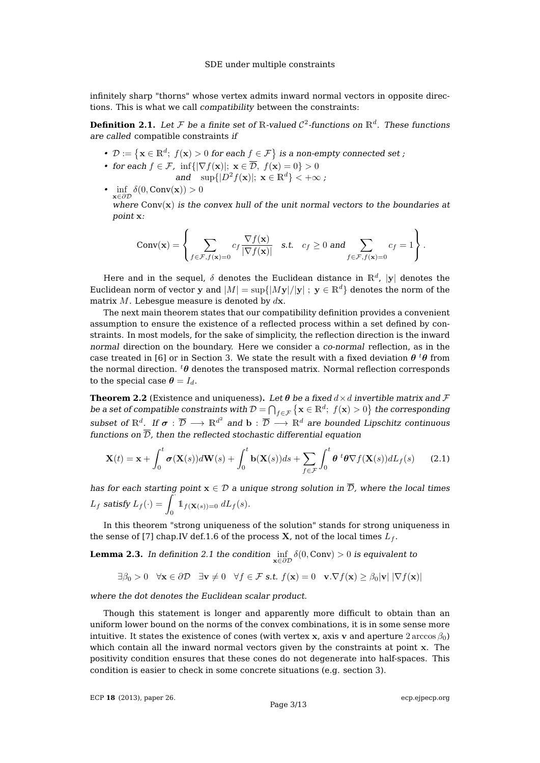infinitely sharp "thorns" whose vertex admits inward normal vectors in opposite directions. This is what we call *compatibility* between the constraints:

**Definition 2.1.** *Let $\mathcal{F}$ be a finite set of $\mathbb{R}$-valued $\mathcal{C}^2$-functions on $\mathbb{R}^d$. These functions are called* compatible constraints *if*

- $\mathcal{D} := \{\mathbf{x} \in \mathbb{R}^d;\ f(\mathbf{x}) > 0 \text{ for each } f \in \mathcal{F}\}$ *is a non-empty connected set ;*
- *for each* $f \in \mathcal{F}$, $\inf\{|\nabla f(\mathbf{x})|;\ \mathbf{x} \in \overline{\mathcal{D}},\ f(\mathbf{x}) = 0\} > 0$ *and* $\sup\{|D^2 f(\mathbf{x})|;\ \mathbf{x} \in \mathbb{R}^d\} < +\infty$ *;*
- $\inf_{\mathbf{x} \in \partial\mathcal{D}} \delta(0, \mathrm{Conv}(\mathbf{x})) > 0$

  *where* $\mathrm{Conv}(\mathbf{x})$ *is the convex hull of the unit normal vectors to the boundaries at point* $\mathbf{x}$*:*

$$\mathrm{Conv}(\mathbf{x}) = \left\{ \sum_{f \in \mathcal{F}, f(\mathbf{x})=0} c_f \frac{\nabla f(\mathbf{x})}{|\nabla f(\mathbf{x})|} \quad \text{s.t.} \quad c_f \geq 0 \text{ and } \sum_{f \in \mathcal{F}, f(\mathbf{x})=0} c_f = 1 \right\}.$$

Here and in the sequel, $\delta$ denotes the Euclidean distance in $\mathbb{R}^d$, $|\mathbf{y}|$ denotes the Euclidean norm of vector $\mathbf{y}$ and $|M| = \sup\{|M\mathbf{y}|/|\mathbf{y}|\ ;\ \mathbf{y} \in \mathbb{R}^d\}$ denotes the norm of the matrix $M$. Lebesgue measure is denoted by $d\mathbf{x}$.

The next main theorem states that our compatibility definition provides a convenient assumption to ensure the existence of a reflected process within a set defined by constraints. In most models, for the sake of simplicity, the reflection direction is the inward *normal* direction on the boundary. Here we consider a *co-normal* reflection, as in the case treated in [6] or in Section 3. We state the result with a fixed deviation $\boldsymbol{\theta}\, {}^t\boldsymbol{\theta}$ from the normal direction. ${}^t\boldsymbol{\theta}$ denotes the transposed matrix. Normal reflection corresponds to the special case $\boldsymbol{\theta} = I_d$.

**Theorem 2.2** (Existence and uniqueness)**.** *Let $\boldsymbol{\theta}$ be a fixed $d \times d$ invertible matrix and $\mathcal{F}$ be a set of compatible constraints with $\mathcal{D} = \bigcap_{f \in \mathcal{F}} \{\mathbf{x} \in \mathbb{R}^d;\ f(\mathbf{x}) > 0\}$ the corresponding subset of $\mathbb{R}^d$. If $\boldsymbol{\sigma} : \overline{\mathcal{D}} \longrightarrow \mathbb{R}^{d^2}$ and $\mathbf{b} : \overline{\mathcal{D}} \longrightarrow \mathbb{R}^d$ are bounded Lipschitz continuous functions on $\overline{\mathcal{D}}$, then the reflected stochastic differential equation*

$$\mathbf{X}(t) = \mathbf{x} + \int_0^t \boldsymbol{\sigma}(\mathbf{X}(s))d\mathbf{W}(s) + \int_0^t \mathbf{b}(\mathbf{X}(s))ds + \sum_{f \in \mathcal{F}} \int_0^t \boldsymbol{\theta}\, {}^t\boldsymbol{\theta} \nabla f(\mathbf{X}(s))dL_f(s) \qquad (2.1)$$

*has for each starting point $\mathbf{x} \in \mathcal{D}$ a unique strong solution in $\overline{\mathcal{D}}$, where the local times $L_f$ satisfy $L_f(\cdot) = \int_0^{\cdot} \mathbb{1}_{f(\mathbf{X}(s))=0}\, dL_f(s)$.*

In this theorem "strong uniqueness of the solution" stands for strong uniqueness in the sense of [7] chap.IV def.1.6 of the process $\mathbf{X}$, not of the local times $L_f$.

**Lemma 2.3.** *In definition 2.1 the condition $\inf_{\mathbf{x} \in \partial\mathcal{D}} \delta(0, \mathrm{Conv}) > 0$ is equivalent to*

$$\exists \beta_0 > 0 \quad \forall \mathbf{x} \in \partial\mathcal{D} \quad \exists \mathbf{v} \neq 0 \quad \forall f \in \mathcal{F} \text{ s.t. } f(\mathbf{x}) = 0 \quad \mathbf{v}.\nabla f(\mathbf{x}) \geq \beta_0 |\mathbf{v}|\ |\nabla f(\mathbf{x})|$$

*where the dot denotes the Euclidean scalar product.*

Though this statement is longer and apparently more difficult to obtain than an uniform lower bound on the norms of the convex combinations, it is in some sense more intuitive. It states the existence of cones (with vertex $\mathbf{x}$, axis $\mathbf{v}$ and aperture $2 \arccos \beta_0$) which contain all the inward normal vectors given by the constraints at point $\mathbf{x}$. The positivity condition ensures that these cones do not degenerate into half-spaces. This condition is easier to check in some concrete situations (e.g. section 3).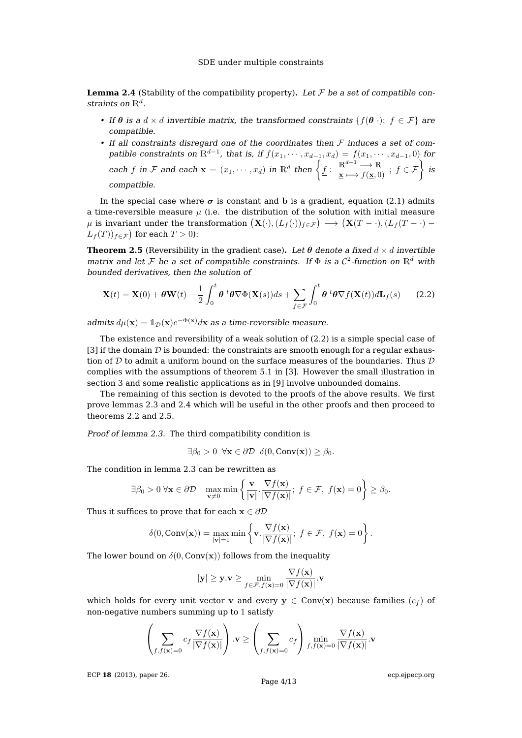**Lemma 2.4** (Stability of the compatibility property)**.** *Let $\mathcal{F}$ be a set of compatible constraints on $\mathbb{R}^d$.*

- *If $\boldsymbol{\theta}$ is a $d \times d$ invertible matrix, the transformed constraints $\{f(\boldsymbol{\theta}\ \cdot);\ f \in \mathcal{F}\}$ are compatible.*
- *If all constraints disregard one of the coordinates then $\mathcal{F}$ induces a set of compatible constraints on $\mathbb{R}^{d-1}$, that is, if $f(x_1, \cdots, x_{d-1}, x_d) = f(x_1, \cdots, x_{d-1}, 0)$ for each $f$ in $\mathcal{F}$ and each $\mathbf{x} = (x_1, \cdots, x_d)$ in $\mathbb{R}^d$ then $\left\{ \underline{f} : \begin{array}{c} \mathbb{R}^{d-1} \longrightarrow \mathbb{R} \\ \underline{\mathbf{x}} \longmapsto f(\underline{\mathbf{x}}, 0) \end{array} ;\ f \in \mathcal{F} \right\}$ is compatible.*

In the special case where $\boldsymbol{\sigma}$ is constant and $\mathbf{b}$ is a gradient, equation (2.1) admits a time-reversible measure $\mu$ (i.e. the distribution of the solution with initial measure $\mu$ is invariant under the transformation $\big(\mathbf{X}(\cdot), (L_f(\cdot))_{f\in\mathcal{F}}\big) \longrightarrow \big(\mathbf{X}(T - \cdot), (L_f(T - \cdot) - L_f(T))_{f\in\mathcal{F}}\big)$ for each $T > 0$):

**Theorem 2.5** (Reversibility in the gradient case)**.** *Let $\boldsymbol{\theta}$ denote a fixed $d \times d$ invertible matrix and let $\mathcal{F}$ be a set of compatible constraints. If $\Phi$ is a $\mathcal{C}^2$-function on $\mathbb{R}^d$ with bounded derivatives, then the solution of*

$$\mathbf{X}(t) = \mathbf{X}(0) + \boldsymbol{\theta}\mathbf{W}(t) - \frac{1}{2}\int_0^t \boldsymbol{\theta}\ {}^t\boldsymbol{\theta}\nabla\Phi(\mathbf{X}(s))ds + \sum_{f\in\mathcal{F}}\int_0^t \boldsymbol{\theta}\ {}^t\boldsymbol{\theta}\nabla f(\mathbf{X}(t))d\mathbf{L}_f(s) \tag{2.2}$$

*admits $d\mu(\mathbf{x}) = \mathbb{1}_{\mathcal{D}}(\mathbf{x})e^{-\Phi(\mathbf{x})}d\mathbf{x}$ as a time-reversible measure.*

The existence and reversibility of a weak solution of (2.2) is a simple special case of [3] if the domain $\mathcal{D}$ is bounded: the constraints are smooth enough for a regular exhaustion of $\mathcal{D}$ to admit a uniform bound on the surface measures of the boundaries. Thus $\mathcal{D}$ complies with the assumptions of theorem 5.1 in [3]. However the small illustration in section 3 and some realistic applications as in [9] involve unbounded domains.

The remaining of this section is devoted to the proofs of the above results. We first prove lemmas 2.3 and 2.4 which will be useful in the other proofs and then proceed to theorems 2.2 and 2.5.

*Proof of lemma 2.3.* The third compatibility condition is

$$\exists\beta_0 > 0\ \ \forall\mathbf{x} \in \partial\mathcal{D}\ \ \delta(0, \mathrm{Conv}(\mathbf{x})) \geq \beta_0.$$

The condition in lemma 2.3 can be rewritten as

$$\exists\beta_0 > 0\ \forall\mathbf{x} \in \partial\mathcal{D}\quad \max_{\mathbf{v}\neq 0}\min\left\{\frac{\mathbf{v}}{|\mathbf{v}|}.\frac{\nabla f(\mathbf{x})}{|\nabla f(\mathbf{x})|};\ f \in \mathcal{F},\ f(\mathbf{x}) = 0\right\} \geq \beta_0.$$

Thus it suffices to prove that for each $\mathbf{x} \in \partial\mathcal{D}$

$$\delta(0, \mathrm{Conv}(\mathbf{x})) = \max_{|\mathbf{v}|=1}\min\left\{\mathbf{v}.\frac{\nabla f(\mathbf{x})}{|\nabla f(\mathbf{x})|};\ f \in \mathcal{F},\ f(\mathbf{x}) = 0\right\}.$$

The lower bound on $\delta(0, \mathrm{Conv}(\mathbf{x}))$ follows from the inequality

$$|\mathbf{y}| \geq \mathbf{y}.\mathbf{v} \geq \min_{f\in\mathcal{F}, f(\mathbf{x})=0}\frac{\nabla f(\mathbf{x})}{|\nabla f(\mathbf{x})|}.\mathbf{v}$$

which holds for every unit vector $\mathbf{v}$ and every $\mathbf{y} \in \mathrm{Conv}(\mathbf{x})$ because families $(c_f)$ of non-negative numbers summing up to $1$ satisfy

$$\left(\sum_{f,f(\mathbf{x})=0} c_f\frac{\nabla f(\mathbf{x})}{|\nabla f(\mathbf{x})|}\right).\mathbf{v} \geq \left(\sum_{f,f(\mathbf{x})=0} c_f\right)\min_{f,f(\mathbf{x})=0}\frac{\nabla f(\mathbf{x})}{|\nabla f(\mathbf{x})|}.\mathbf{v}$$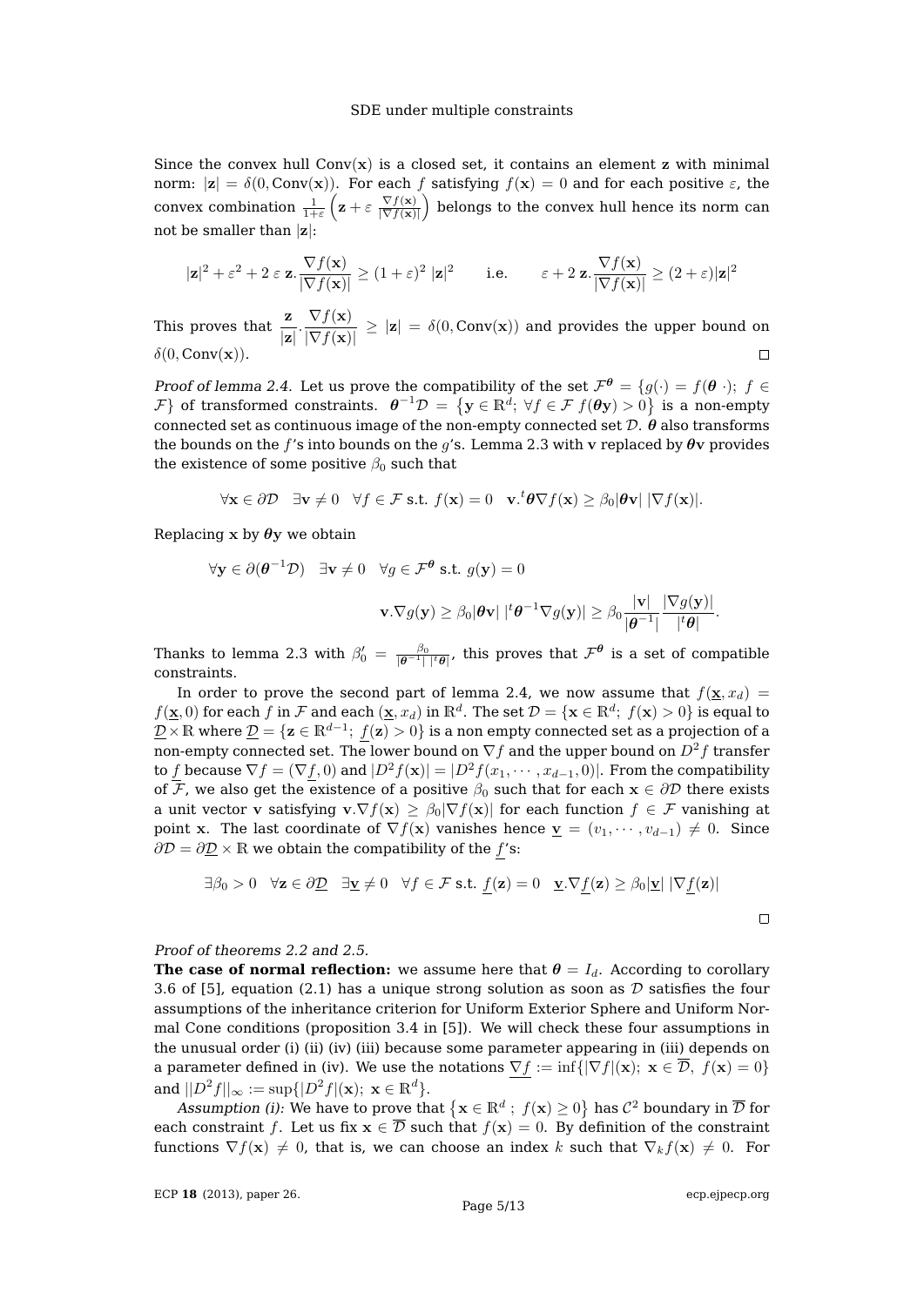Since the convex hull $\mathrm{Conv}(\mathbf{x})$ is a closed set, it contains an element $\mathbf{z}$ with minimal norm: $|\mathbf{z}| = \delta(0, \mathrm{Conv}(\mathbf{x}))$. For each $f$ satisfying $f(\mathbf{x}) = 0$ and for each positive $\varepsilon$, the convex combination $\frac{1}{1+\varepsilon}\left(\mathbf{z} + \varepsilon\, \frac{\nabla f(\mathbf{x})}{|\nabla f(\mathbf{x})|}\right)$ belongs to the convex hull hence its norm can not be smaller than $|\mathbf{z}|$:

$$|\mathbf{z}|^2 + \varepsilon^2 + 2\,\varepsilon\,\mathbf{z}.\frac{\nabla f(\mathbf{x})}{|\nabla f(\mathbf{x})|} \geq (1+\varepsilon)^2\,|\mathbf{z}|^2 \qquad \text{i.e.} \qquad \varepsilon + 2\,\mathbf{z}.\frac{\nabla f(\mathbf{x})}{|\nabla f(\mathbf{x})|} \geq (2+\varepsilon)|\mathbf{z}|^2$$

This proves that $\dfrac{\mathbf{z}}{|\mathbf{z}|}.\dfrac{\nabla f(\mathbf{x})}{|\nabla f(\mathbf{x})|} \geq |\mathbf{z}| = \delta(0, \mathrm{Conv}(\mathbf{x}))$ and provides the upper bound on $\delta(0, \mathrm{Conv}(\mathbf{x}))$. □

*Proof of lemma 2.4.* Let us prove the compatibility of the set $\mathcal{F}^{\boldsymbol{\theta}} = \{g(\cdot) = f(\boldsymbol{\theta}\,\cdot);\ f \in \mathcal{F}\}$ of transformed constraints. $\boldsymbol{\theta}^{-1}\mathcal{D} = \left\{\mathbf{y} \in \mathbb{R}^d;\ \forall f \in \mathcal{F}\ f(\boldsymbol{\theta}\mathbf{y}) > 0\right\}$ is a non-empty connected set as continuous image of the non-empty connected set $\mathcal{D}$. $\boldsymbol{\theta}$ also transforms the bounds on the $f$'s into bounds on the $g$'s. Lemma 2.3 with $\mathbf{v}$ replaced by $\boldsymbol{\theta}\mathbf{v}$ provides the existence of some positive $\beta_0$ such that

$$\forall \mathbf{x} \in \partial\mathcal{D} \quad \exists \mathbf{v} \neq 0 \quad \forall f \in \mathcal{F} \text{ s.t. } f(\mathbf{x}) = 0 \quad \mathbf{v}.{}^t\boldsymbol{\theta}\nabla f(\mathbf{x}) \geq \beta_0 |\boldsymbol{\theta}\mathbf{v}|\,|\nabla f(\mathbf{x})|.$$

Replacing $\mathbf{x}$ by $\boldsymbol{\theta}\mathbf{y}$ we obtain

$$\forall \mathbf{y} \in \partial(\boldsymbol{\theta}^{-1}\mathcal{D}) \quad \exists \mathbf{v} \neq 0 \quad \forall g \in \mathcal{F}^{\boldsymbol{\theta}} \text{ s.t. } g(\mathbf{y}) = 0$$

$$\mathbf{v}.\nabla g(\mathbf{y}) \geq \beta_0 |\boldsymbol{\theta}\mathbf{v}|\,|{}^t\boldsymbol{\theta}^{-1}\nabla g(\mathbf{y})| \geq \beta_0 \frac{|\mathbf{v}|}{|\boldsymbol{\theta}^{-1}|}\frac{|\nabla g(\mathbf{y})|}{|{}^t\boldsymbol{\theta}|}.$$

Thanks to lemma 2.3 with $\beta_0' = \frac{\beta_0}{|\boldsymbol{\theta}^{-1}|\,|{}^t\boldsymbol{\theta}|}$, this proves that $\mathcal{F}^{\boldsymbol{\theta}}$ is a set of compatible constraints.

In order to prove the second part of lemma 2.4, we now assume that $f(\underline{\mathbf{x}}, x_d) = f(\underline{\mathbf{x}}, 0)$ for each $f$ in $\mathcal{F}$ and each $(\underline{\mathbf{x}}, x_d)$ in $\mathbb{R}^d$. The set $\mathcal{D} = \{\mathbf{x} \in \mathbb{R}^d;\ f(\mathbf{x}) > 0\}$ is equal to $\underline{\mathcal{D}} \times \mathbb{R}$ where $\underline{\mathcal{D}} = \{\mathbf{z} \in \mathbb{R}^{d-1};\ \underline{f}(\mathbf{z}) > 0\}$ is a non empty connected set as a projection of a non-empty connected set. The lower bound on $\nabla f$ and the upper bound on $D^2 f$ transfer to $\underline{f}$ because $\nabla f = (\nabla \underline{f}, 0)$ and $|D^2 f(\mathbf{x})| = |D^2 f(x_1, \cdots, x_{d-1}, 0)|$. From the compatibility of $\mathcal{F}$, we also get the existence of a positive $\beta_0$ such that for each $\mathbf{x} \in \partial\mathcal{D}$ there exists a unit vector $\mathbf{v}$ satisfying $\mathbf{v}.\nabla f(\mathbf{x}) \geq \beta_0 |\nabla f(\mathbf{x})|$ for each function $f \in \mathcal{F}$ vanishing at point $\mathbf{x}$. The last coordinate of $\nabla f(\mathbf{x})$ vanishes hence $\underline{\mathbf{v}} = (v_1, \cdots, v_{d-1}) \neq 0$. Since $\partial\mathcal{D} = \partial\underline{\mathcal{D}} \times \mathbb{R}$ we obtain the compatibility of the $\underline{f}$'s:

$$\exists \beta_0 > 0 \quad \forall \mathbf{z} \in \partial\underline{\mathcal{D}} \quad \exists \underline{\mathbf{v}} \neq 0 \quad \forall f \in \mathcal{F} \text{ s.t. } \underline{f}(\mathbf{z}) = 0 \quad \underline{\mathbf{v}}.\nabla \underline{f}(\mathbf{z}) \geq \beta_0 |\underline{\mathbf{v}}|\,|\nabla \underline{f}(\mathbf{z})|$$

□

*Proof of theorems 2.2 and 2.5.*

**The case of normal reflection:** we assume here that $\boldsymbol{\theta} = I_d$. According to corollary 3.6 of [5], equation (2.1) has a unique strong solution as soon as $\mathcal{D}$ satisfies the four assumptions of the inheritance criterion for Uniform Exterior Sphere and Uniform Normal Cone conditions (proposition 3.4 in [5]). We will check these four assumptions in the unusual order (i) (ii) (iv) (iii) because some parameter appearing in (iii) depends on a parameter defined in (iv). We use the notations $\underline{\nabla f} := \inf\{|\nabla f|(\mathbf{x});\ \mathbf{x} \in \overline{\mathcal{D}},\ f(\mathbf{x}) = 0\}$ and $||D^2 f||_\infty := \sup\{|D^2 f|(\mathbf{x});\ \mathbf{x} \in \mathbb{R}^d\}$.

*Assumption (i):* We have to prove that $\left\{\mathbf{x} \in \mathbb{R}^d\ ;\ f(\mathbf{x}) \geq 0\right\}$ has $\mathcal{C}^2$ boundary in $\overline{\mathcal{D}}$ for each constraint $f$. Let us fix $\mathbf{x} \in \overline{\mathcal{D}}$ such that $f(\mathbf{x}) = 0$. By definition of the constraint functions $\nabla f(\mathbf{x}) \neq 0$, that is, we can choose an index $k$ such that $\nabla_k f(\mathbf{x}) \neq 0$. For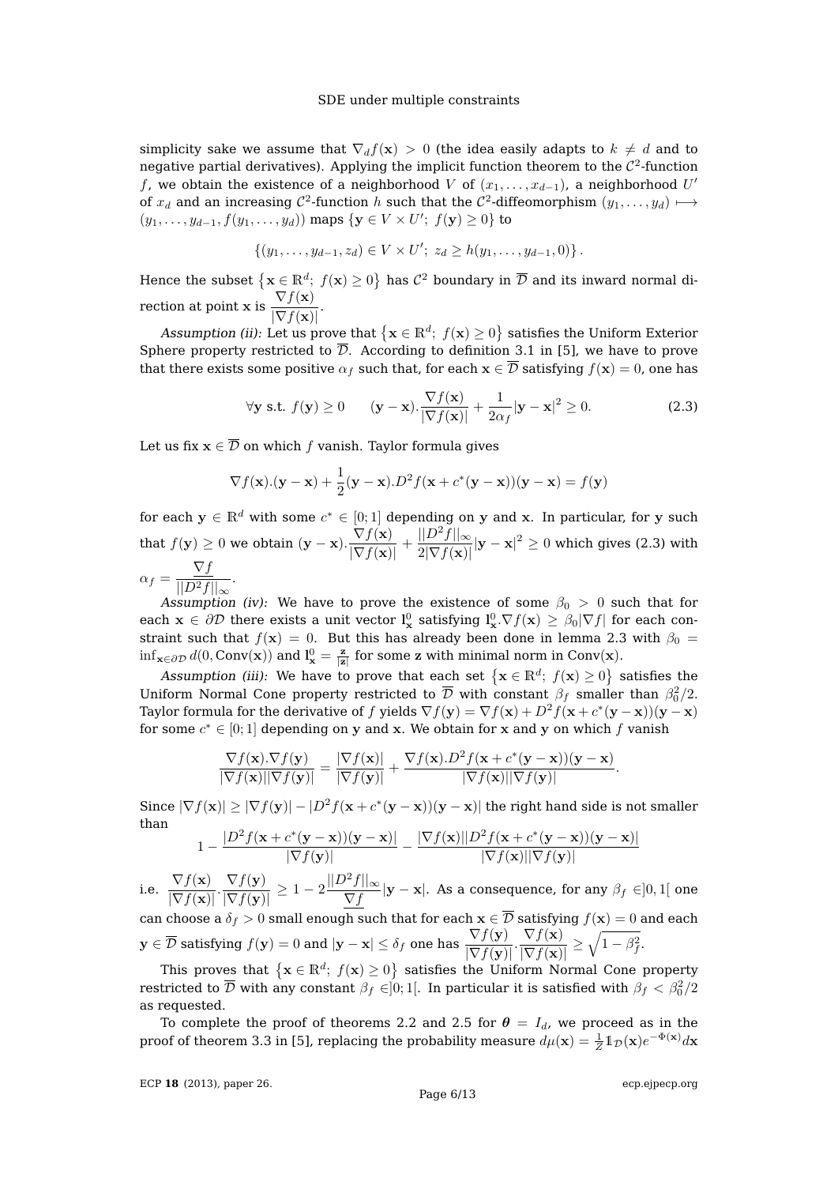simplicity sake we assume that $\nabla_d f(\mathbf{x}) > 0$ (the idea easily adapts to $k \neq d$ and to negative partial derivatives). Applying the implicit function theorem to the $\mathcal{C}^2$-function $f$, we obtain the existence of a neighborhood $V$ of $(x_1, \ldots, x_{d-1})$, a neighborhood $U'$ of $x_d$ and an increasing $\mathcal{C}^2$-function $h$ such that the $\mathcal{C}^2$-diffeomorphism $(y_1, \ldots, y_d) \longmapsto (y_1, \ldots, y_{d-1}, f(y_1, \ldots, y_d))$ maps $\{\mathbf{y} \in V \times U';\ f(\mathbf{y}) \geq 0\}$ to

$$\left\{(y_1, \ldots, y_{d-1}, z_d) \in V \times U';\ z_d \geq h(y_1, \ldots, y_{d-1}, 0)\right\}.$$

Hence the subset $\left\{\mathbf{x} \in \mathbb{R}^d;\ f(\mathbf{x}) \geq 0\right\}$ has $\mathcal{C}^2$ boundary in $\overline{\mathcal{D}}$ and its inward normal direction at point $\mathbf{x}$ is $\dfrac{\nabla f(\mathbf{x})}{|\nabla f(\mathbf{x})|}$.

*Assumption (ii):* Let us prove that $\left\{\mathbf{x} \in \mathbb{R}^d;\ f(\mathbf{x}) \geq 0\right\}$ satisfies the Uniform Exterior Sphere property restricted to $\overline{\mathcal{D}}$. According to definition 3.1 in [5], we have to prove that there exists some positive $\alpha_f$ such that, for each $\mathbf{x} \in \overline{\mathcal{D}}$ satisfying $f(\mathbf{x}) = 0$, one has

$$\forall \mathbf{y} \text{ s.t. } f(\mathbf{y}) \geq 0 \qquad (\mathbf{y} - \mathbf{x}).\frac{\nabla f(\mathbf{x})}{|\nabla f(\mathbf{x})|} + \frac{1}{2\alpha_f}|\mathbf{y} - \mathbf{x}|^2 \geq 0. \tag{2.3}$$

Let us fix $\mathbf{x} \in \overline{\mathcal{D}}$ on which $f$ vanish. Taylor formula gives

$$\nabla f(\mathbf{x}).(\mathbf{y} - \mathbf{x}) + \frac{1}{2}(\mathbf{y} - \mathbf{x}).D^2 f(\mathbf{x} + c^*(\mathbf{y} - \mathbf{x}))(\mathbf{y} - \mathbf{x}) = f(\mathbf{y})$$

for each $\mathbf{y} \in \mathbb{R}^d$ with some $c^* \in [0; 1]$ depending on $\mathbf{y}$ and $\mathbf{x}$. In particular, for $\mathbf{y}$ such that $f(\mathbf{y}) \geq 0$ we obtain $(\mathbf{y} - \mathbf{x}).\dfrac{\nabla f(\mathbf{x})}{|\nabla f(\mathbf{x})|} + \dfrac{||D^2 f||_\infty}{2|\nabla f(\mathbf{x})|}|\mathbf{y} - \mathbf{x}|^2 \geq 0$ which gives (2.3) with $\alpha_f = \dfrac{\underline{\nabla f}}{||D^2 f||_\infty}$.

*Assumption (iv):* We have to prove the existence of some $\beta_0 > 0$ such that for each $\mathbf{x} \in \partial\mathcal{D}$ there exists a unit vector $\mathbf{l}^0_{\mathbf{x}}$ satisfying $\mathbf{l}^0_{\mathbf{x}}.\nabla f(\mathbf{x}) \geq \beta_0 |\nabla f|$ for each constraint such that $f(\mathbf{x}) = 0$. But this has already been done in lemma 2.3 with $\beta_0 = \inf_{\mathbf{x} \in \partial\mathcal{D}} d(0, \mathrm{Conv}(\mathbf{x}))$ and $\mathbf{l}^0_{\mathbf{x}} = \frac{\mathbf{z}}{|\mathbf{z}|}$ for some $\mathbf{z}$ with minimal norm in $\mathrm{Conv}(\mathbf{x})$.

*Assumption (iii):* We have to prove that each set $\left\{\mathbf{x} \in \mathbb{R}^d;\ f(\mathbf{x}) \geq 0\right\}$ satisfies the Uniform Normal Cone property restricted to $\overline{\mathcal{D}}$ with constant $\beta_f$ smaller than $\beta_0^2/2$. Taylor formula for the derivative of $f$ yields $\nabla f(\mathbf{y}) = \nabla f(\mathbf{x}) + D^2 f(\mathbf{x} + c^*(\mathbf{y} - \mathbf{x}))(\mathbf{y} - \mathbf{x})$ for some $c^* \in [0; 1]$ depending on $\mathbf{y}$ and $\mathbf{x}$. We obtain for $\mathbf{x}$ and $\mathbf{y}$ on which $f$ vanish

$$\frac{\nabla f(\mathbf{x}).\nabla f(\mathbf{y})}{|\nabla f(\mathbf{x})||\nabla f(\mathbf{y})|} = \frac{|\nabla f(\mathbf{x})|}{|\nabla f(\mathbf{y})|} + \frac{\nabla f(\mathbf{x}).D^2 f(\mathbf{x} + c^*(\mathbf{y} - \mathbf{x}))(\mathbf{y} - \mathbf{x})}{|\nabla f(\mathbf{x})||\nabla f(\mathbf{y})|}.$$

Since $|\nabla f(\mathbf{x})| \geq |\nabla f(\mathbf{y})| - |D^2 f(\mathbf{x} + c^*(\mathbf{y} - \mathbf{x}))(\mathbf{y} - \mathbf{x})|$ the right hand side is not smaller than

$$1 - \frac{|D^2 f(\mathbf{x} + c^*(\mathbf{y} - \mathbf{x}))(\mathbf{y} - \mathbf{x})|}{|\nabla f(\mathbf{y})|} - \frac{|\nabla f(\mathbf{x})||D^2 f(\mathbf{x} + c^*(\mathbf{y} - \mathbf{x}))(\mathbf{y} - \mathbf{x})|}{|\nabla f(\mathbf{x})||\nabla f(\mathbf{y})|}$$

i.e. $\dfrac{\nabla f(\mathbf{x})}{|\nabla f(\mathbf{x})|}.\dfrac{\nabla f(\mathbf{y})}{|\nabla f(\mathbf{y})|} \geq 1 - 2\dfrac{||D^2 f||_\infty}{\underline{\nabla f}}|\mathbf{y} - \mathbf{x}|$. As a consequence, for any $\beta_f \in ]0, 1[$ one can choose a $\delta_f > 0$ small enough such that for each $\mathbf{x} \in \overline{\mathcal{D}}$ satisfying $f(\mathbf{x}) = 0$ and each $\mathbf{y} \in \overline{\mathcal{D}}$ satisfying $f(\mathbf{y}) = 0$ and $|\mathbf{y} - \mathbf{x}| \leq \delta_f$ one has $\dfrac{\nabla f(\mathbf{y})}{|\nabla f(\mathbf{y})|}.\dfrac{\nabla f(\mathbf{x})}{|\nabla f(\mathbf{x})|} \geq \sqrt{1 - \beta_f^2}$.

This proves that $\left\{\mathbf{x} \in \mathbb{R}^d;\ f(\mathbf{x}) \geq 0\right\}$ satisfies the Uniform Normal Cone property restricted to $\overline{\mathcal{D}}$ with any constant $\beta_f \in ]0; 1[$. In particular it is satisfied with $\beta_f < \beta_0^2/2$ as requested.

To complete the proof of theorems 2.2 and 2.5 for $\boldsymbol{\theta} = I_d$, we proceed as in the proof of theorem 3.3 in [5], replacing the probability measure $d\mu(\mathbf{x}) = \frac{1}{Z}\mathbb{1}_{\mathcal{D}}(\mathbf{x})e^{-\Phi(\mathbf{x})}d\mathbf{x}$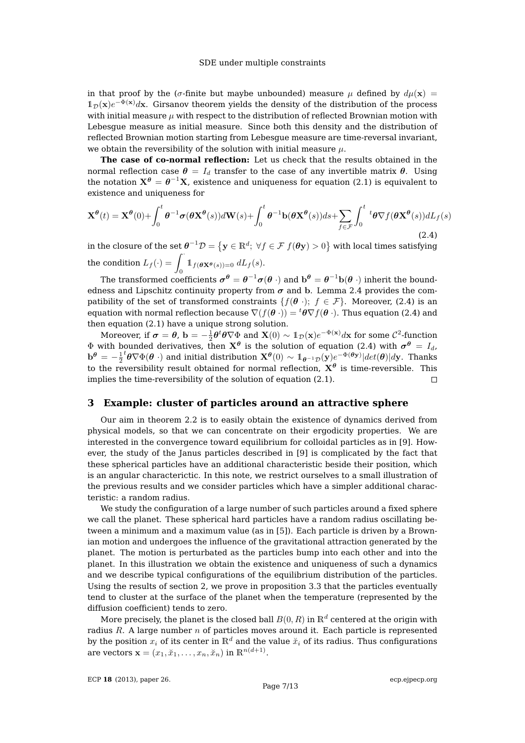in that proof by the ($\sigma$-finite but maybe unbounded) measure $\mu$ defined by $d\mu(\mathbf{x}) = \mathbb{1}_{\mathcal{D}}(\mathbf{x})e^{-\Phi(\mathbf{x})}d\mathbf{x}$. Girsanov theorem yields the density of the distribution of the process with initial measure $\mu$ with respect to the distribution of reflected Brownian motion with Lebesgue measure as initial measure. Since both this density and the distribution of reflected Brownian motion starting from Lebesgue measure are time-reversal invariant, we obtain the reversibility of the solution with initial measure $\mu$.

**The case of co-normal reflection:** Let us check that the results obtained in the normal reflection case $\boldsymbol{\theta} = I_d$ transfer to the case of any invertible matrix $\boldsymbol{\theta}$. Using the notation $\mathbf{X}^{\boldsymbol{\theta}} = \boldsymbol{\theta}^{-1}\mathbf{X}$, existence and uniqueness for equation (2.1) is equivalent to existence and uniqueness for

$$\mathbf{X}^{\boldsymbol{\theta}}(t) = \mathbf{X}^{\boldsymbol{\theta}}(0)+\int_0^t \boldsymbol{\theta}^{-1}\boldsymbol{\sigma}(\boldsymbol{\theta}\mathbf{X}^{\boldsymbol{\theta}}(s))d\mathbf{W}(s)+\int_0^t \boldsymbol{\theta}^{-1}\mathbf{b}(\boldsymbol{\theta}\mathbf{X}^{\boldsymbol{\theta}}(s))ds+\sum_{f\in\mathcal{F}}\int_0^t {}^t\boldsymbol{\theta}\nabla f(\boldsymbol{\theta}\mathbf{X}^{\boldsymbol{\theta}}(s))dL_f(s) \tag{2.4}$$

in the closure of the set $\boldsymbol{\theta}^{-1}\mathcal{D} = \left\{\mathbf{y}\in\mathbb{R}^d;\ \forall f\in\mathcal{F}\ f(\boldsymbol{\theta}\mathbf{y})>0\right\}$ with local times satisfying the condition $L_f(\cdot) = \displaystyle\int_0^{\cdot} \mathbb{1}_{f(\boldsymbol{\theta}\mathbf{X}^{\boldsymbol{\theta}}(s))=0}\ dL_f(s)$.

The transformed coefficients $\boldsymbol{\sigma}^{\boldsymbol{\theta}} = \boldsymbol{\theta}^{-1}\boldsymbol{\sigma}(\boldsymbol{\theta}\ \cdot)$ and $\mathbf{b}^{\boldsymbol{\theta}} = \boldsymbol{\theta}^{-1}\mathbf{b}(\boldsymbol{\theta}\ \cdot)$ inherit the boundedness and Lipschitz continuity property from $\boldsymbol{\sigma}$ and $\mathbf{b}$. Lemma 2.4 provides the compatibility of the set of transformed constraints $\{f(\boldsymbol{\theta}\ \cdot);\ f\in\mathcal{F}\}$. Moreover, (2.4) is an equation with normal reflection because $\nabla(f(\boldsymbol{\theta}\ \cdot)) = {}^t\boldsymbol{\theta}\nabla f(\boldsymbol{\theta}\ \cdot)$. Thus equation (2.4) and then equation (2.1) have a unique strong solution.

Moreover, if $\boldsymbol{\sigma} = \boldsymbol{\theta}$, $\mathbf{b} = -\frac{1}{2}\boldsymbol{\theta}^t\boldsymbol{\theta}\nabla\Phi$ and $\mathbf{X}(0)\sim \mathbb{1}_{\mathcal{D}}(\mathbf{x})e^{-\Phi(\mathbf{x})}d\mathbf{x}$ for some $\mathcal{C}^2$-function $\Phi$ with bounded derivatives, then $\mathbf{X}^{\boldsymbol{\theta}}$ is the solution of equation (2.4) with $\boldsymbol{\sigma}^{\boldsymbol{\theta}} = I_d$, $\mathbf{b}^{\boldsymbol{\theta}} = -\frac{1}{2}{}^t\boldsymbol{\theta}\nabla\Phi(\boldsymbol{\theta}\ \cdot)$ and initial distribution $\mathbf{X}^{\boldsymbol{\theta}}(0)\sim \mathbb{1}_{\boldsymbol{\theta}^{-1}\mathcal{D}}(\mathbf{y})e^{-\Phi(\boldsymbol{\theta}\mathbf{y})}|det(\boldsymbol{\theta})|d\mathbf{y}$. Thanks to the reversibility result obtained for normal reflection, $\mathbf{X}^{\boldsymbol{\theta}}$ is time-reversible. This implies the time-reversibility of the solution of equation (2.1). $\square$

## 3 Example: cluster of particles around an attractive sphere

Our aim in theorem 2.2 is to easily obtain the existence of dynamics derived from physical models, so that we can concentrate on their ergodicity properties. We are interested in the convergence toward equilibrium for colloidal particles as in [9]. However, the study of the Janus particles described in [9] is complicated by the fact that these spherical particles have an additional characteristic beside their position, which is an angular characterictic. In this note, we restrict ourselves to a small illustration of the previous results and we consider particles which have a simpler additional characteristic: a random radius.

We study the configuration of a large number of such particles around a fixed sphere we call the planet. These spherical hard particles have a random radius oscillating between a minimum and a maximum value (as in [5]). Each particle is driven by a Brownian motion and undergoes the influence of the gravitational attraction generated by the planet. The motion is perturbated as the particles bump into each other and into the planet. In this illustration we obtain the existence and uniqueness of such a dynamics and we describe typical configurations of the equilibrium distribution of the particles. Using the results of section 2, we prove in proposition 3.3 that the particles eventually tend to cluster at the surface of the planet when the temperature (represented by the diffusion coefficient) tends to zero.

More precisely, the planet is the closed ball $B(0,R)$ in $\mathbb{R}^d$ centered at the origin with radius $R$. A large number $n$ of particles moves around it. Each particle is represented by the position $x_i$ of its center in $\mathbb{R}^d$ and the value $\breve{x}_i$ of its radius. Thus configurations are vectors $\mathbf{x} = (x_1,\breve{x}_1,\ldots,x_n,\breve{x}_n)$ in $\mathbb{R}^{n(d+1)}$.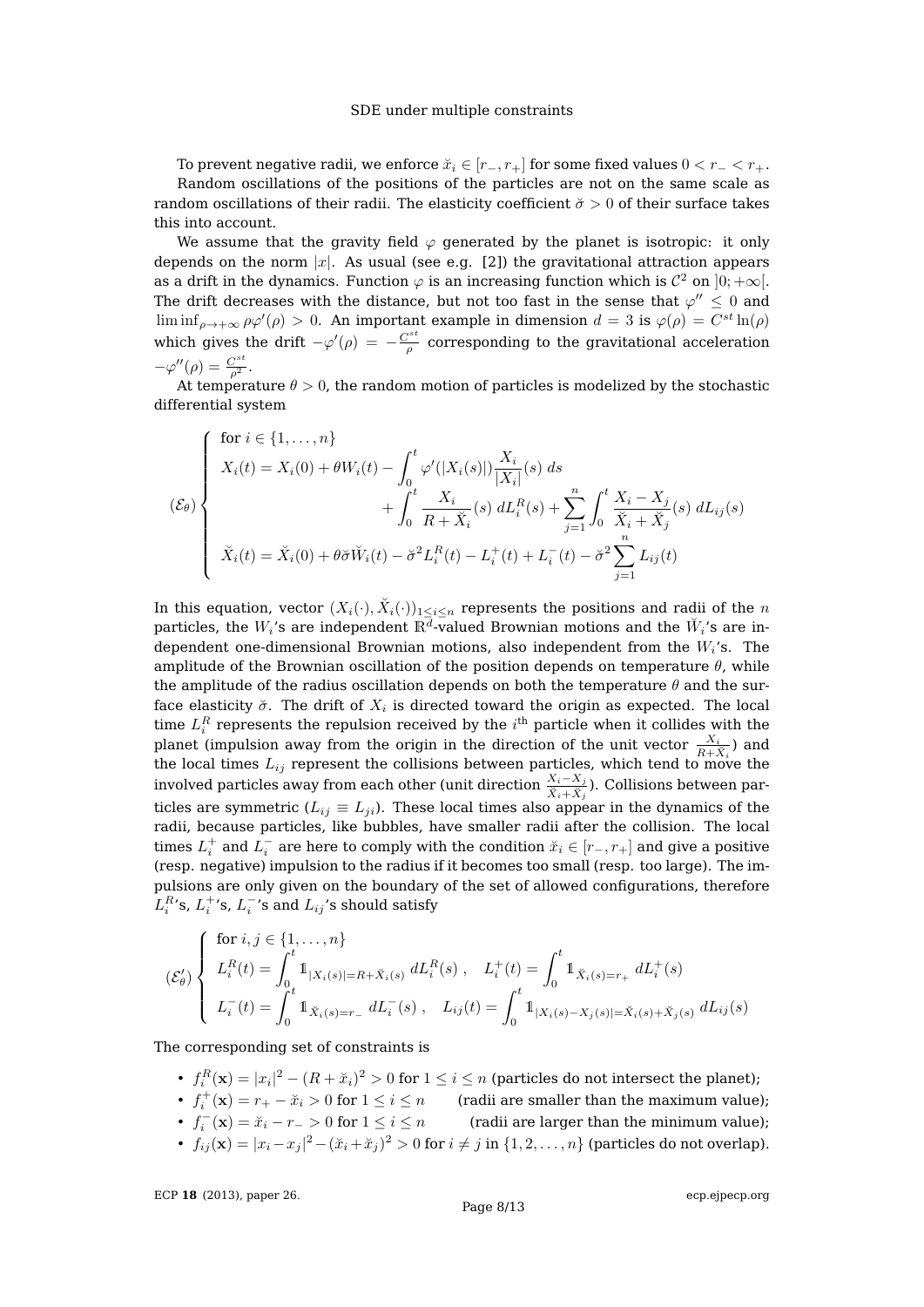To prevent negative radii, we enforce $\breve{x}_i \in [r_-, r_+]$ for some fixed values $0 < r_- < r_+$.

Random oscillations of the positions of the particles are not on the same scale as random oscillations of their radii. The elasticity coefficient $\breve{\sigma} > 0$ of their surface takes this into account.

We assume that the gravity field $\varphi$ generated by the planet is isotropic: it only depends on the norm $|x|$. As usual (see e.g. [2]) the gravitational attraction appears as a drift in the dynamics. Function $\varphi$ is an increasing function which is $\mathcal{C}^2$ on $]0;+\infty[$. The drift decreases with the distance, but not too fast in the sense that $\varphi'' \leq 0$ and $\liminf_{\rho\to+\infty} \rho\varphi'(\rho) > 0$. An important example in dimension $d = 3$ is $\varphi(\rho) = C^{st}\ln(\rho)$ which gives the drift $-\varphi'(\rho) = -\frac{C^{st}}{\rho}$ corresponding to the gravitational acceleration $-\varphi''(\rho) = \frac{C^{st}}{\rho^2}$.

At temperature $\theta > 0$, the random motion of particles is modelized by the stochastic differential system

$$
(\mathcal{E}_\theta)\left\{
\begin{array}{l}
\text{for } i \in \{1,\ldots,n\} \\
X_i(t) = X_i(0) + \theta W_i(t) - \displaystyle\int_0^t \varphi'(|X_i(s)|)\frac{X_i}{|X_i|}(s)\,ds \\
\qquad\qquad + \displaystyle\int_0^t \frac{X_i}{R+\breve{X}_i}(s)\,dL_i^R(s) + \sum_{j=1}^n \int_0^t \frac{X_i - X_j}{\breve{X}_i + \breve{X}_j}(s)\,dL_{ij}(s) \\
\breve{X}_i(t) = \breve{X}_i(0) + \theta\breve{\sigma}\breve{W}_i(t) - \breve{\sigma}^2 L_i^R(t) - L_i^+(t) + L_i^-(t) - \breve{\sigma}^2 \displaystyle\sum_{j=1}^n L_{ij}(t)
\end{array}
\right.
$$

In this equation, vector $(X_i(\cdot), \breve{X}_i(\cdot))_{1\leq i\leq n}$ represents the positions and radii of the $n$ particles, the $W_i$'s are independent $\mathbb{R}^d$-valued Brownian motions and the $\breve{W}_i$'s are independent one-dimensional Brownian motions, also independent from the $W_i$'s. The amplitude of the Brownian oscillation of the position depends on temperature $\theta$, while the amplitude of the radius oscillation depends on both the temperature $\theta$ and the surface elasticity $\breve{\sigma}$. The drift of $X_i$ is directed toward the origin as expected. The local time $L_i^R$ represents the repulsion received by the $i^{\text{th}}$ particle when it collides with the planet (impulsion away from the origin in the direction of the unit vector $\frac{X_i}{R+\breve{X}_i}$) and the local times $L_{ij}$ represent the collisions between particles, which tend to move the involved particles away from each other (unit direction $\frac{X_i - X_j}{\breve{X}_i+\breve{X}_j}$). Collisions between particles are symmetric ($L_{ij} \equiv L_{ji}$). These local times also appear in the dynamics of the radii, because particles, like bubbles, have smaller radii after the collision. The local times $L_i^+$ and $L_i^-$ are here to comply with the condition $\breve{x}_i \in [r_-, r_+]$ and give a positive (resp. negative) impulsion to the radius if it becomes too small (resp. too large). The impulsions are only given on the boundary of the set of allowed configurations, therefore $L_i^R$'s, $L_i^+$'s, $L_i^-$'s and $L_{ij}$'s should satisfy

$$
(\mathcal{E}'_\theta)\left\{
\begin{array}{l}
\text{for } i,j \in \{1,\ldots,n\} \\
L_i^R(t) = \displaystyle\int_0^t \mathbb{1}_{|X_i(s)|=R+\breve{X}_i(s)}\,dL_i^R(s)\ , \quad L_i^+(t) = \int_0^t \mathbb{1}_{\breve{X}_i(s)=r_+}\,dL_i^+(s) \\
L_i^-(t) = \displaystyle\int_0^t \mathbb{1}_{\breve{X}_i(s)=r_-}\,dL_i^-(s)\ , \quad L_{ij}(t) = \int_0^t \mathbb{1}_{|X_i(s)-X_j(s)|=\breve{X}_i(s)+\breve{X}_j(s)}\,dL_{ij}(s)
\end{array}
\right.
$$

The corresponding set of constraints is

- $f_i^R(\mathbf{x}) = |x_i|^2 - (R+\breve{x}_i)^2 > 0$ for $1 \leq i \leq n$ (particles do not intersect the planet);
- $f_i^+(\mathbf{x}) = r_+ - \breve{x}_i > 0$ for $1 \leq i \leq n$ (radii are smaller than the maximum value);
- $f_i^-(\mathbf{x}) = \breve{x}_i - r_- > 0$ for $1 \leq i \leq n$ (radii are larger than the minimum value);
- $f_{ij}(\mathbf{x}) = |x_i - x_j|^2 - (\breve{x}_i + \breve{x}_j)^2 > 0$ for $i \neq j$ in $\{1,2,\ldots,n\}$ (particles do not overlap).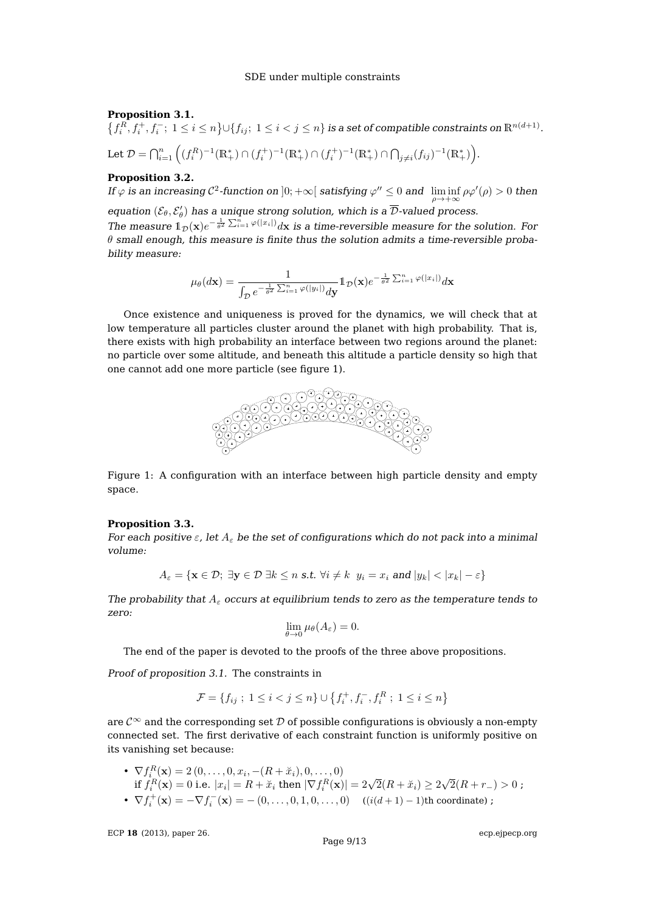**Proposition 3.1.**
$\left\{f_i^R, f_i^+, f_i^-;\ 1 \le i \le n\right\} \cup \{f_{ij};\ 1 \le i < j \le n\}$ *is a set of compatible constraints on* $\mathbb{R}^{n(d+1)}$.

Let $\mathcal{D} = \bigcap_{i=1}^n \left( (f_i^R)^{-1}(\mathbb{R}_+^*) \cap (f_i^+)^{-1}(\mathbb{R}_+^*) \cap (f_i^+)^{-1}(\mathbb{R}_+^*) \cap \bigcap_{j \ne i} (f_{ij})^{-1}(\mathbb{R}_+^*) \right)$.

**Proposition 3.2.**
*If* $\varphi$ *is an increasing* $\mathcal{C}^2$*-function on* $]0; +\infty[$ *satisfying* $\varphi'' \le 0$ *and* $\liminf_{\rho \to +\infty} \rho\varphi'(\rho) > 0$ *then equation* $(\mathcal{E}_\theta, \mathcal{E}'_\theta)$ *has a unique strong solution, which is a* $\overline{\mathcal{D}}$*-valued process.*
*The measure* $\mathbb{1}_{\mathcal{D}}(\mathbf{x}) e^{-\frac{1}{\theta^2}\sum_{i=1}^n \varphi(|x_i|)} d\mathbf{x}$ *is a time-reversible measure for the solution. For* $\theta$ *small enough, this measure is finite thus the solution admits a time-reversible probability measure:*

$$\mu_\theta(d\mathbf{x}) = \frac{1}{\int_{\mathcal{D}} e^{-\frac{1}{\theta^2}\sum_{i=1}^n \varphi(|y_i|)} d\mathbf{y}} \mathbb{1}_{\mathcal{D}}(\mathbf{x}) e^{-\frac{1}{\theta^2}\sum_{i=1}^n \varphi(|x_i|)} d\mathbf{x}$$

Once existence and uniqueness is proved for the dynamics, we will check that at low temperature all particles cluster around the planet with high probability. That is, there exists with high probability an interface between two regions around the planet: no particle over some altitude, and beneath this altitude a particle density so high that one cannot add one more particle (see figure 1).

Figure 1: A configuration with an interface between high particle density and empty space.

**Proposition 3.3.**
*For each positive* $\varepsilon$, *let* $A_\varepsilon$ *be the set of configurations which do not pack into a minimal volume:*

$$A_\varepsilon = \{\mathbf{x} \in \mathcal{D};\ \exists \mathbf{y} \in \mathcal{D}\ \exists k \le n \text{ s.t. } \forall i \ne k\ \ y_i = x_i \text{ and } |y_k| < |x_k| - \varepsilon\}$$

*The probability that* $A_\varepsilon$ *occurs at equilibrium tends to zero as the temperature tends to zero:*

$$\lim_{\theta \to 0} \mu_\theta(A_\varepsilon) = 0.$$

The end of the paper is devoted to the proofs of the three above propositions.

*Proof of proposition 3.1.* The constraints in

$$\mathcal{F} = \{f_{ij}\ ;\ 1 \le i < j \le n\} \cup \left\{f_i^+, f_i^-, f_i^R\ ;\ 1 \le i \le n\right\}$$

are $\mathcal{C}^\infty$ and the corresponding set $\mathcal{D}$ of possible configurations is obviously a non-empty connected set. The first derivative of each constraint function is uniformly positive on its vanishing set because:

- $\nabla f_i^R(\mathbf{x}) = 2\,(0, \dots, 0, x_i, -(R + \breve{x}_i), 0, \dots, 0)$
  if $f_i^R(\mathbf{x}) = 0$ i.e. $|x_i| = R + \breve{x}_i$ then $|\nabla f_i^R(\mathbf{x})| = 2\sqrt{2}(R + \breve{x}_i) \ge 2\sqrt{2}(R + r_-) > 0$ ;
- $\nabla f_i^+(\mathbf{x}) = -\nabla f_i^-(\mathbf{x}) = -\,(0, \dots, 0, 1, 0, \dots, 0) \quad ((i(d+1)-1)\text{th coordinate})$ ;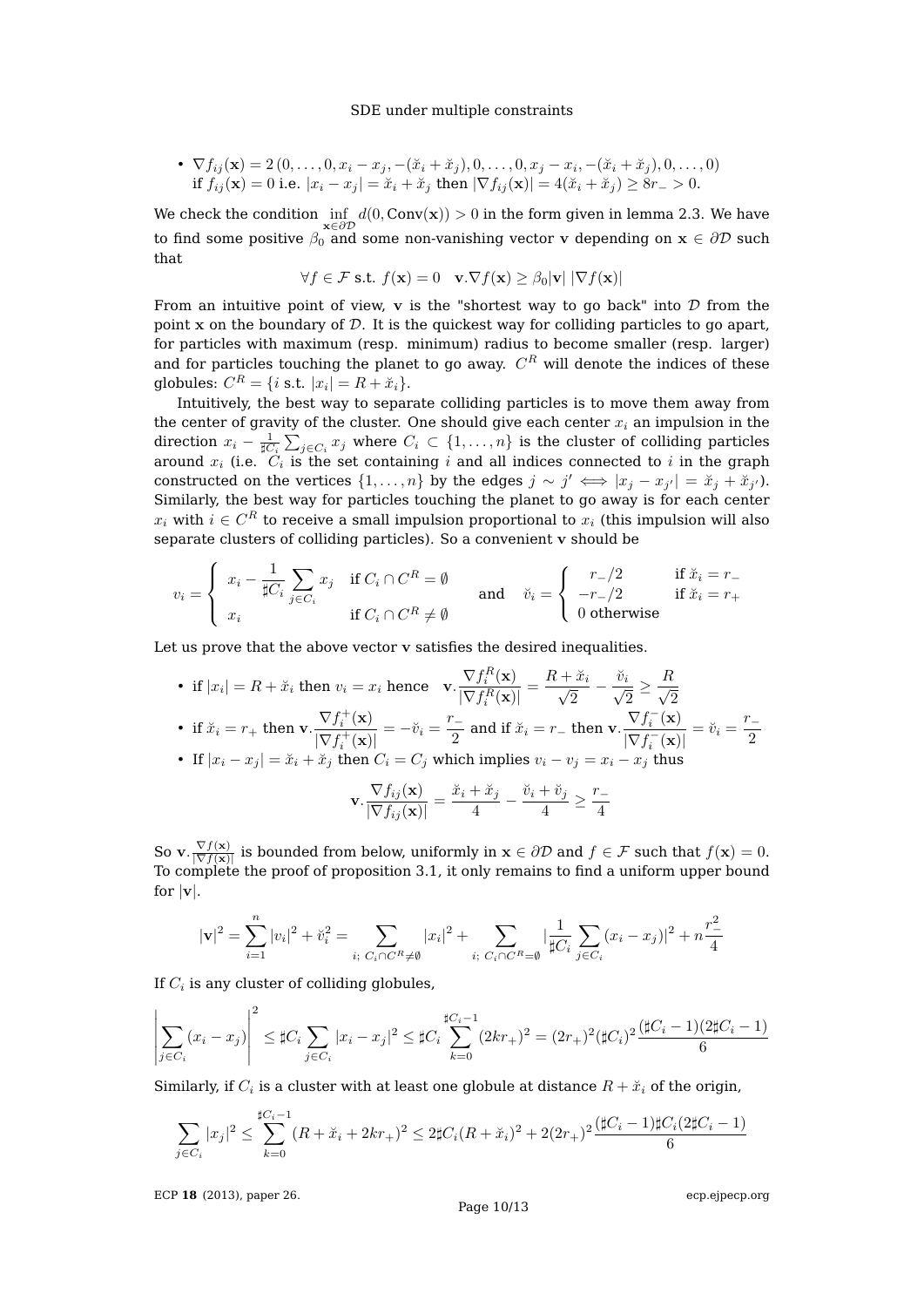- $\nabla f_{ij}(\mathbf{x}) = 2\,(0,\ldots,0,x_i-x_j,-(\breve{x}_i+\breve{x}_j),0,\ldots,0,x_j-x_i,-(\breve{x}_i+\breve{x}_j),0,\ldots,0)$
  if $f_{ij}(\mathbf{x})=0$ i.e. $|x_i-x_j|=\breve{x}_i+\breve{x}_j$ then $|\nabla f_{ij}(\mathbf{x})| = 4(\breve{x}_i+\breve{x}_j)\geq 8r_->0$.

We check the condition $\inf\limits_{\mathbf{x}\in\partial\mathcal{D}} d(0,\mathrm{Conv}(\mathbf{x}))>0$ in the form given in lemma 2.3. We have to find some positive $\beta_0$ and some non-vanishing vector $\mathbf{v}$ depending on $\mathbf{x}\in\partial\mathcal{D}$ such that

$$\forall f\in\mathcal{F} \text{ s.t. } f(\mathbf{x})=0 \quad \mathbf{v}.\nabla f(\mathbf{x})\geq \beta_0|\mathbf{v}|\;|\nabla f(\mathbf{x})|$$

From an intuitive point of view, $\mathbf{v}$ is the "shortest way to go back" into $\mathcal{D}$ from the point $\mathbf{x}$ on the boundary of $\mathcal{D}$. It is the quickest way for colliding particles to go apart, for particles with maximum (resp. minimum) radius to become smaller (resp. larger) and for particles touching the planet to go away. $C^R$ will denote the indices of these globules: $C^R=\{i \text{ s.t. } |x_i|=R+\breve{x}_i\}$.

Intuitively, the best way to separate colliding particles is to move them away from the center of gravity of the cluster. One should give each center $x_i$ an impulsion in the direction $x_i-\frac{1}{\sharp C_i}\sum_{j\in C_i}x_j$ where $C_i\subset\{1,\ldots,n\}$ is the cluster of colliding particles around $x_i$ (i.e. $C_i$ is the set containing $i$ and all indices connected to $i$ in the graph constructed on the vertices $\{1,\ldots,n\}$ by the edges $j\sim j' \iff |x_j-x_{j'}|=\breve{x}_j+\breve{x}_{j'}$). Similarly, the best way for particles touching the planet to go away is for each center $x_i$ with $i\in C^R$ to receive a small impulsion proportional to $x_i$ (this impulsion will also separate clusters of colliding particles). So a convenient $\mathbf{v}$ should be

$$v_i=\begin{cases} x_i-\dfrac{1}{\sharp C_i}\displaystyle\sum_{j\in C_i}x_j & \text{if } C_i\cap C^R=\emptyset\\ x_i & \text{if } C_i\cap C^R\neq\emptyset\end{cases} \quad\text{and}\quad \breve{v}_i=\begin{cases} r_-/2 & \text{if } \breve{x}_i=r_-\\ -r_-/2 & \text{if } \breve{x}_i=r_+\\ 0 \text{ otherwise}\end{cases}$$

Let us prove that the above vector $\mathbf{v}$ satisfies the desired inequalities.

- if $|x_i|=R+\breve{x}_i$ then $v_i=x_i$ hence $\quad \mathbf{v}.\dfrac{\nabla f_i^R(\mathbf{x})}{|\nabla f_i^R(\mathbf{x})|}=\dfrac{R+\breve{x}_i}{\sqrt{2}}-\dfrac{\breve{v}_i}{\sqrt{2}}\geq\dfrac{R}{\sqrt{2}}$
- if $\breve{x}_i=r_+$ then $\mathbf{v}.\dfrac{\nabla f_i^+(\mathbf{x})}{|\nabla f_i^+(\mathbf{x})|}=-\breve{v}_i=\dfrac{r_-}{2}$ and if $\breve{x}_i=r_-$ then $\mathbf{v}.\dfrac{\nabla f_i^-(\mathbf{x})}{|\nabla f_i^-(\mathbf{x})|}=\breve{v}_i=\dfrac{r_-}{2}$
- If $|x_i-x_j|=\breve{x}_i+\breve{x}_j$ then $C_i=C_j$ which implies $v_i-v_j=x_i-x_j$ thus

$$\mathbf{v}.\frac{\nabla f_{ij}(\mathbf{x})}{|\nabla f_{ij}(\mathbf{x})|}=\frac{\breve{x}_i+\breve{x}_j}{4}-\frac{\breve{v}_i+\breve{v}_j}{4}\geq\frac{r_-}{4}$$

So $\mathbf{v}.\frac{\nabla f(\mathbf{x})}{|\nabla f(\mathbf{x})|}$ is bounded from below, uniformly in $\mathbf{x}\in\partial\mathcal{D}$ and $f\in\mathcal{F}$ such that $f(\mathbf{x})=0$. To complete the proof of proposition 3.1, it only remains to find a uniform upper bound for $|\mathbf{v}|$.

$$|\mathbf{v}|^2=\sum_{i=1}^n|v_i|^2+\breve{v}_i^2=\sum_{i;\;C_i\cap C^R\neq\emptyset}|x_i|^2+\sum_{i;\;C_i\cap C^R=\emptyset}|\frac{1}{\sharp C_i}\sum_{j\in C_i}(x_i-x_j)|^2+n\frac{r_-^2}{4}$$

If $C_i$ is any cluster of colliding globules,

$$\left|\sum_{j\in C_i}(x_i-x_j)\right|^2\leq\sharp C_i\sum_{j\in C_i}|x_i-x_j|^2\leq\sharp C_i\sum_{k=0}^{\sharp C_i-1}(2kr_+)^2=(2r_+)^2(\sharp C_i)^2\frac{(\sharp C_i-1)(2\sharp C_i-1)}{6}$$

Similarly, if $C_i$ is a cluster with at least one globule at distance $R+\breve{x}_i$ of the origin,

$$\sum_{j\in C_i}|x_j|^2\leq\sum_{k=0}^{\sharp C_i-1}(R+\breve{x}_i+2kr_+)^2\leq 2\sharp C_i(R+\breve{x}_i)^2+2(2r_+)^2\frac{(\sharp C_i-1)\sharp C_i(2\sharp C_i-1)}{6}$$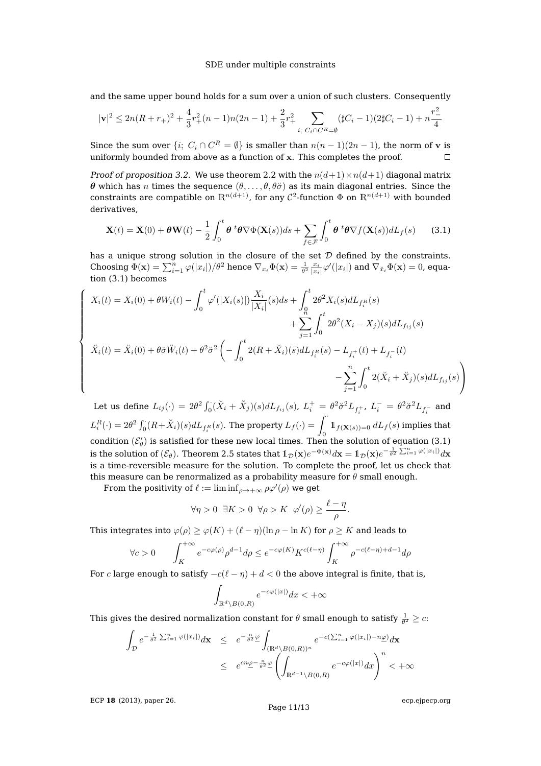and the same upper bound holds for a sum over a union of such clusters. Consequently

$$|\mathbf{v}|^2 \le 2n(R+r_+)^2 + \frac{4}{3}r_+^2(n-1)n(2n-1) + \frac{2}{3}r_+^2 \sum_{i;\ C_i\cap C^R=\emptyset} (\sharp C_i - 1)(2\sharp C_i - 1) + n\frac{r_-^2}{4}$$

Since the sum over $\{i;\ C_i \cap C^R = \emptyset\}$ is smaller than $n(n-1)(2n-1)$, the norm of $\mathbf{v}$ is uniformly bounded from above as a function of $\mathbf{x}$. This completes the proof. $\square$

*Proof of proposition 3.2.* We use theorem 2.2 with the $n(d+1)\times n(d+1)$ diagonal matrix $\boldsymbol{\theta}$ which has $n$ times the sequence $(\theta,\dots,\theta,\theta\breve{\sigma})$ as its main diagonal entries. Since the constraints are compatible on $\mathbb{R}^{n(d+1)}$, for any $\mathcal{C}^2$-function $\Phi$ on $\mathbb{R}^{n(d+1)}$ with bounded derivatives,

$$\mathbf{X}(t) = \mathbf{X}(0) + \boldsymbol{\theta}\mathbf{W}(t) - \frac{1}{2}\int_0^t \boldsymbol{\theta}\,{}^t\boldsymbol{\theta}\nabla\Phi(\mathbf{X}(s))ds + \sum_{f\in\mathcal{F}}\int_0^t \boldsymbol{\theta}\,{}^t\boldsymbol{\theta}\nabla f(\mathbf{X}(s))dL_f(s) \tag{3.1}$$

has a unique strong solution in the closure of the set $\mathcal{D}$ defined by the constraints. Choosing $\Phi(\mathbf{x}) = \sum_{i=1}^n \varphi(|x_i|)/\theta^2$ hence $\nabla_{x_i}\Phi(\mathbf{x}) = \frac{1}{\theta^2}\frac{x_i}{|x_i|}\varphi'(|x_i|)$ and $\nabla_{\breve{x}_i}\Phi(\mathbf{x}) = 0$, equation (3.1) becomes

$$\begin{cases} X_i(t) = X_i(0) + \theta W_i(t) - \displaystyle\int_0^t \varphi'(|X_i(s)|)\frac{X_i}{|X_i|}(s)ds + \int_0^t 2\theta^2 X_i(s)dL_{f_i^R}(s) \\ \qquad\qquad\qquad\qquad\qquad\qquad\qquad + \displaystyle\sum_{j=1}^n \int_0^t 2\theta^2(X_i - X_j)(s)dL_{f_{ij}}(s) \\ \breve{X}_i(t) = \breve{X}_i(0) + \theta\breve{\sigma}\breve{W}_i(t) + \theta^2\breve{\sigma}^2\Bigg( -\displaystyle\int_0^t 2(R+\breve{X}_i)(s)dL_{f_i^R}(s) - L_{f_i^+}(t) + L_{f_i^-}(t) \\ \qquad\qquad\qquad\qquad\qquad\qquad\qquad - \displaystyle\sum_{j=1}^n \int_0^t 2(\breve{X}_i + \breve{X}_j)(s)dL_{f_{ij}}(s)\Bigg) \end{cases}$$

Let us define $L_{ij}(\cdot) = 2\theta^2\int_0^\cdot (\breve{X}_i + \breve{X}_j)(s)dL_{f_{ij}}(s)$, $L_i^+ = \theta^2\breve{\sigma}^2 L_{f_i^+}$, $L_i^- = \theta^2\breve{\sigma}^2 L_{f_i^-}$ and $L_i^R(\cdot) = 2\theta^2\int_0^\cdot (R+\breve{X}_i)(s)dL_{f_i^R}(s)$. The property $L_f(\cdot) = \displaystyle\int_0^\cdot \mathbb{1}_{f(\mathbf{X}(s))=0}\, dL_f(s)$ implies that condition $(\mathcal{E}'_\theta)$ is satisfied for these new local times. Then the solution of equation (3.1) is the solution of $(\mathcal{E}_\theta)$. Theorem 2.5 states that $\mathbb{1}_{\mathcal{D}}(\mathbf{x})e^{-\Phi(\mathbf{x})}d\mathbf{x} = \mathbb{1}_{\mathcal{D}}(\mathbf{x})e^{-\frac{1}{\theta^2}\sum_{i=1}^n \varphi(|x_i|)}d\mathbf{x}$ is a time-reversible measure for the solution. To complete the proof, let us check that this measure can be renormalized as a probability measure for $\theta$ small enough.

From the positivity of $\ell := \liminf_{\rho\to+\infty} \rho\varphi'(\rho)$ we get

$$\forall\eta > 0\ \ \exists K > 0\ \ \forall\rho > K\ \ \varphi'(\rho) \ge \frac{\ell - \eta}{\rho}.$$

This integrates into $\varphi(\rho) \ge \varphi(K) + (\ell-\eta)(\ln\rho - \ln K)$ for $\rho \ge K$ and leads to

$$\forall c > 0 \qquad \int_K^{+\infty} e^{-c\varphi(\rho)}\rho^{d-1}d\rho \le e^{-c\varphi(K)}K^{c(\ell-\eta)}\int_K^{+\infty}\rho^{-c(\ell-\eta)+d-1}d\rho$$

For $c$ large enough to satisfy $-c(\ell-\eta)+d < 0$ the above integral is finite, that is,

$$\int_{\mathbb{R}^d\setminus B(0,R)} e^{-c\varphi(|x|)}dx < +\infty$$

This gives the desired normalization constant for $\theta$ small enough to satisfy $\frac{1}{\theta^2} \ge c$:

$$\begin{aligned} \int_{\mathcal{D}} e^{-\frac{1}{\theta^2}\sum_{i=1}^n \varphi(|x_i|)}d\mathbf{x} &\le e^{-\frac{n}{\theta^2}\underline{\varphi}}\int_{(\mathbb{R}^d\setminus B(0,R))^n} e^{-c(\sum_{i=1}^n \varphi(|x_i|) - n\underline{\varphi})}d\mathbf{x} \\ &\le e^{cn\underline{\varphi} - \frac{n}{\theta^2}\underline{\varphi}}\left(\int_{\mathbb{R}^{d-1}\setminus B(0,R)} e^{-c\varphi(|x|)}dx\right)^n < +\infty \end{aligned}$$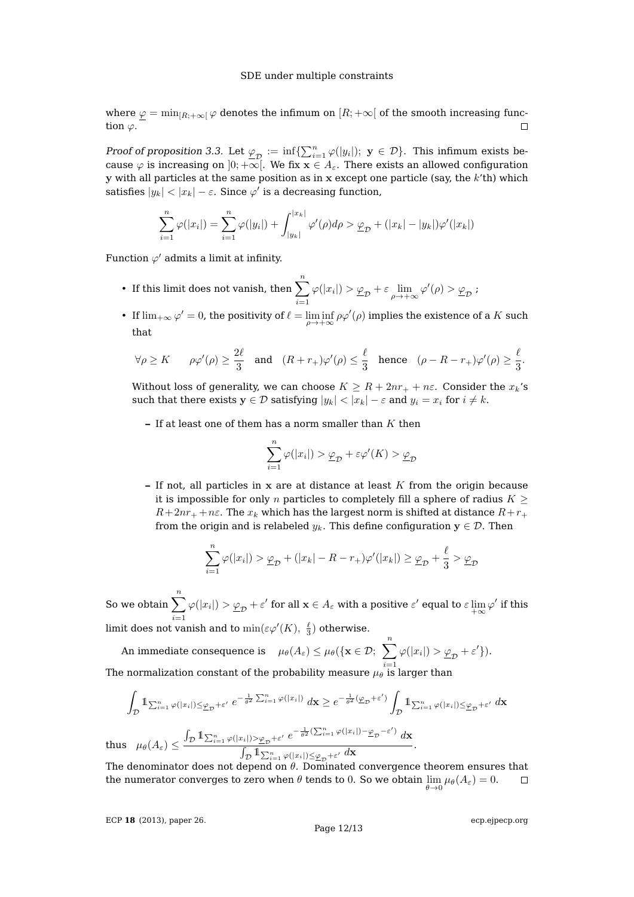where $\underline{\varphi} = \min_{[R;+\infty[} \varphi$ denotes the infimum on $[R;+\infty[$ of the smooth increasing function $\varphi$. □

*Proof of proposition 3.3.* Let $\underline{\varphi}_{\mathcal{D}} := \inf\{\sum_{i=1}^n \varphi(|y_i|);\ \mathbf{y} \in \mathcal{D}\}$. This infimum exists because $\varphi$ is increasing on $]0;+\infty[$. We fix $\mathbf{x} \in A_\varepsilon$. There exists an allowed configuration $\mathbf{y}$ with all particles at the same position as in $\mathbf{x}$ except one particle (say, the $k$'th) which satisfies $|y_k| < |x_k| - \varepsilon$. Since $\varphi'$ is a decreasing function,

$$\sum_{i=1}^n \varphi(|x_i|) = \sum_{i=1}^n \varphi(|y_i|) + \int_{|y_k|}^{|x_k|} \varphi'(\rho)d\rho > \underline{\varphi}_{\mathcal{D}} + (|x_k| - |y_k|)\varphi'(|x_k|)$$

Function $\varphi'$ admits a limit at infinity.

- If this limit does not vanish, then $\displaystyle\sum_{i=1}^n \varphi(|x_i|) > \underline{\varphi}_{\mathcal{D}} + \varepsilon \lim_{\rho\to+\infty} \varphi'(\rho) > \underline{\varphi}_{\mathcal{D}}$ ;
- If $\lim_{+\infty} \varphi' = 0$, the positivity of $\ell = \liminf_{\rho\to+\infty} \rho\varphi'(\rho)$ implies the existence of a $K$ such that

  $$\forall \rho \geq K \qquad \rho\varphi'(\rho) \geq \frac{2\ell}{3} \quad \text{and} \quad (R+r_+)\varphi'(\rho) \leq \frac{\ell}{3} \quad \text{hence} \quad (\rho - R - r_+)\varphi'(\rho) \geq \frac{\ell}{3}.$$

  Without loss of generality, we can choose $K \geq R + 2nr_+ + n\varepsilon$. Consider the $x_k$'s such that there exists $\mathbf{y} \in \mathcal{D}$ satisfying $|y_k| < |x_k| - \varepsilon$ and $y_i = x_i$ for $i \neq k$.

  – If at least one of them has a norm smaller than $K$ then

  $$\sum_{i=1}^n \varphi(|x_i|) > \underline{\varphi}_{\mathcal{D}} + \varepsilon\varphi'(K) > \underline{\varphi}_{\mathcal{D}}$$

  – If not, all particles in $\mathbf{x}$ are at distance at least $K$ from the origin because it is impossible for only $n$ particles to completely fill a sphere of radius $K \geq R + 2nr_+ + n\varepsilon$. The $x_k$ which has the largest norm is shifted at distance $R + r_+$ from the origin and is relabeled $y_k$. This define configuration $\mathbf{y} \in \mathcal{D}$. Then

  $$\sum_{i=1}^n \varphi(|x_i|) > \underline{\varphi}_{\mathcal{D}} + (|x_k| - R - r_+)\varphi'(|x_k|) \geq \underline{\varphi}_{\mathcal{D}} + \frac{\ell}{3} > \underline{\varphi}_{\mathcal{D}}$$

So we obtain $\displaystyle\sum_{i=1}^n \varphi(|x_i|) > \underline{\varphi}_{\mathcal{D}} + \varepsilon'$ for all $\mathbf{x} \in A_\varepsilon$ with a positive $\varepsilon'$ equal to $\varepsilon \lim_{+\infty} \varphi'$ if this limit does not vanish and to $\min(\varepsilon\varphi'(K),\ \frac{\ell}{3})$ otherwise.

An immediate consequence is $\quad \mu_\theta(A_\varepsilon) \leq \mu_\theta(\{\mathbf{x} \in \mathcal{D};\ \displaystyle\sum_{i=1}^n \varphi(|x_i|) > \underline{\varphi}_{\mathcal{D}} + \varepsilon'\})$.

The normalization constant of the probability measure $\mu_\theta$ is larger than

$$\int_{\mathcal{D}} \mathbb{1}_{\sum_{i=1}^n \varphi(|x_i|) \leq \underline{\varphi}_{\mathcal{D}} + \varepsilon'}\ e^{-\frac{1}{\theta^2}\sum_{i=1}^n \varphi(|x_i|)}\ d\mathbf{x} \geq e^{-\frac{1}{\theta^2}(\underline{\varphi}_{\mathcal{D}} + \varepsilon')} \int_{\mathcal{D}} \mathbb{1}_{\sum_{i=1}^n \varphi(|x_i|) \leq \underline{\varphi}_{\mathcal{D}} + \varepsilon'}\ d\mathbf{x}$$

thus $\quad \mu_\theta(A_\varepsilon) \leq \dfrac{\int_{\mathcal{D}} \mathbb{1}_{\sum_{i=1}^n \varphi(|x_i|) > \underline{\varphi}_{\mathcal{D}} + \varepsilon'}\ e^{-\frac{1}{\theta^2}(\sum_{i=1}^n \varphi(|x_i|) - \underline{\varphi}_{\mathcal{D}} - \varepsilon')}\ d\mathbf{x}}{\int_{\mathcal{D}} \mathbb{1}_{\sum_{i=1}^n \varphi(|x_i|) \leq \underline{\varphi}_{\mathcal{D}} + \varepsilon'}\ d\mathbf{x}}$.

The denominator does not depend on $\theta$. Dominated convergence theorem ensures that the numerator converges to zero when $\theta$ tends to 0. So we obtain $\lim_{\theta\to 0} \mu_\theta(A_\varepsilon) = 0$. □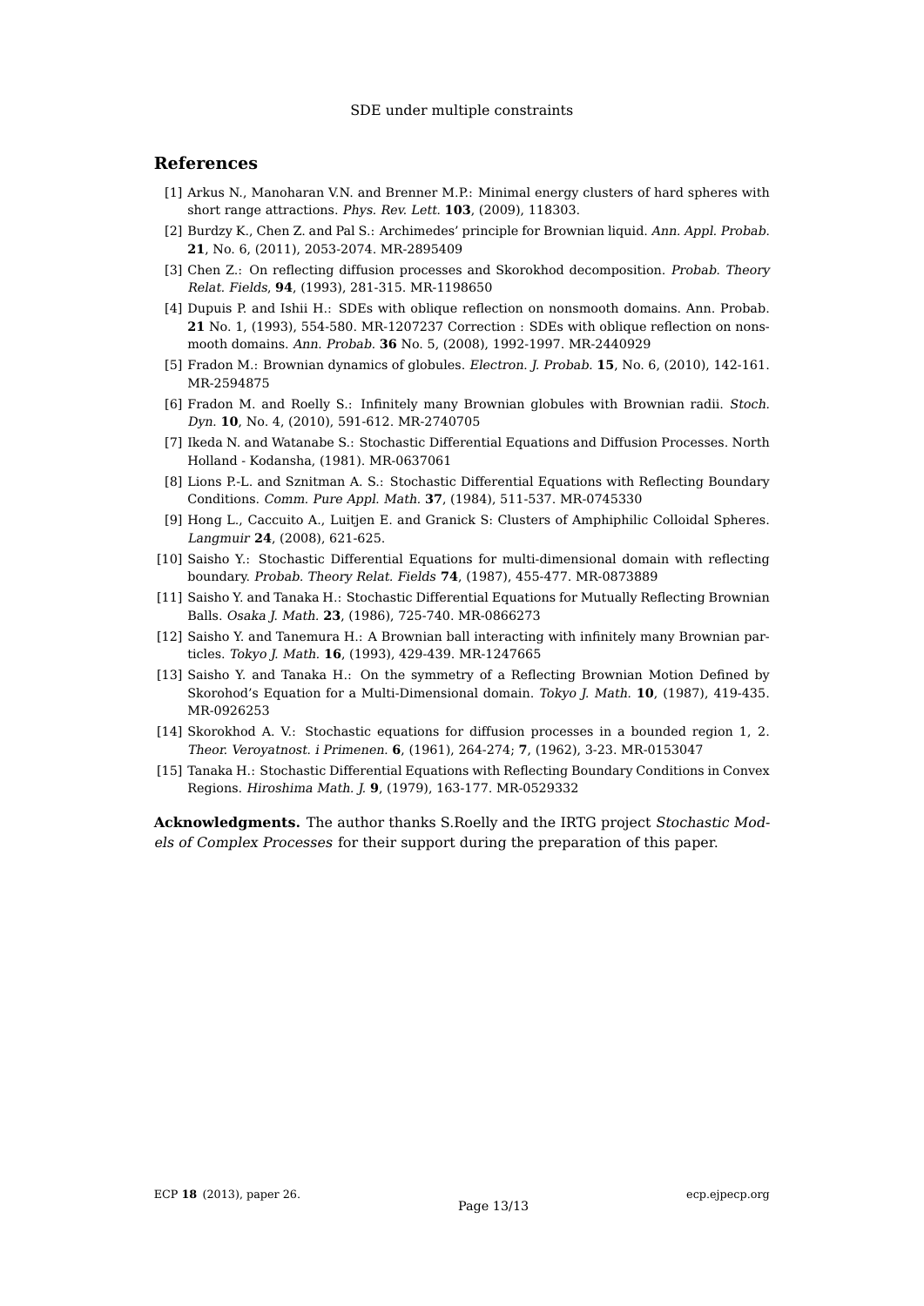## References

[1] Arkus N., Manoharan V.N. and Brenner M.P.: Minimal energy clusters of hard spheres with short range attractions. *Phys. Rev. Lett.* **103**, (2009), 118303.

[2] Burdzy K., Chen Z. and Pal S.: Archimedes' principle for Brownian liquid. *Ann. Appl. Probab.* **21**, No. 6, (2011), 2053-2074. MR-2895409

[3] Chen Z.: On reflecting diffusion processes and Skorokhod decomposition. *Probab. Theory Relat. Fields*, **94**, (1993), 281-315. MR-1198650

[4] Dupuis P. and Ishii H.: SDEs with oblique reflection on nonsmooth domains. Ann. Probab. **21** No. 1, (1993), 554-580. MR-1207237 Correction : SDEs with oblique reflection on nonsmooth domains. *Ann. Probab.* **36** No. 5, (2008), 1992-1997. MR-2440929

[5] Fradon M.: Brownian dynamics of globules. *Electron. J. Probab.* **15**, No. 6, (2010), 142-161. MR-2594875

[6] Fradon M. and Roelly S.: Infinitely many Brownian globules with Brownian radii. *Stoch. Dyn.* **10**, No. 4, (2010), 591-612. MR-2740705

[7] Ikeda N. and Watanabe S.: Stochastic Differential Equations and Diffusion Processes. North Holland - Kodansha, (1981). MR-0637061

[8] Lions P.-L. and Sznitman A. S.: Stochastic Differential Equations with Reflecting Boundary Conditions. *Comm. Pure Appl. Math.* **37**, (1984), 511-537. MR-0745330

[9] Hong L., Caccuito A., Luitjen E. and Granick S: Clusters of Amphiphilic Colloidal Spheres. *Langmuir* **24**, (2008), 621-625.

[10] Saisho Y.: Stochastic Differential Equations for multi-dimensional domain with reflecting boundary. *Probab. Theory Relat. Fields* **74**, (1987), 455-477. MR-0873889

[11] Saisho Y. and Tanaka H.: Stochastic Differential Equations for Mutually Reflecting Brownian Balls. *Osaka J. Math.* **23**, (1986), 725-740. MR-0866273

[12] Saisho Y. and Tanemura H.: A Brownian ball interacting with infinitely many Brownian particles. *Tokyo J. Math.* **16**, (1993), 429-439. MR-1247665

[13] Saisho Y. and Tanaka H.: On the symmetry of a Reflecting Brownian Motion Defined by Skorohod's Equation for a Multi-Dimensional domain. *Tokyo J. Math.* **10**, (1987), 419-435. MR-0926253

[14] Skorokhod A. V.: Stochastic equations for diffusion processes in a bounded region 1, 2. *Theor. Veroyatnost. i Primenen.* **6**, (1961), 264-274; **7**, (1962), 3-23. MR-0153047

[15] Tanaka H.: Stochastic Differential Equations with Reflecting Boundary Conditions in Convex Regions. *Hiroshima Math. J.* **9**, (1979), 163-177. MR-0529332

**Acknowledgments.** The author thanks S.Roelly and the IRTG project *Stochastic Models of Complex Processes* for their support during the preparation of this paper.